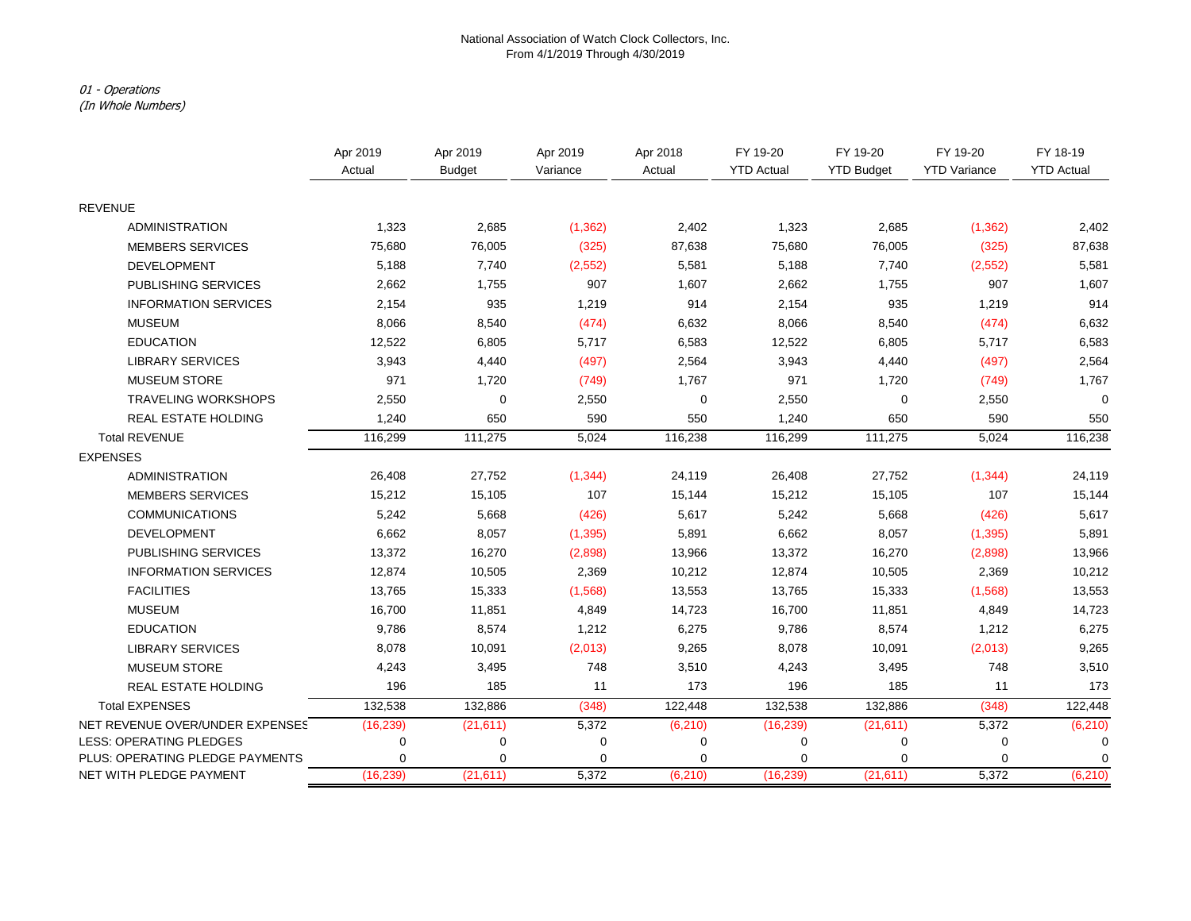National Association of Watch Clock Collectors, Inc.
From 4/1/2019 Through 4/30/2019

*01 - Operations*
*(In Whole Numbers)*

| | Apr 2019 Actual | Apr 2019 Budget | Apr 2019 Variance | Apr 2018 Actual | FY 19-20 YTD Actual | FY 19-20 YTD Budget | FY 19-20 YTD Variance | FY 18-19 YTD Actual |
|---|---|---|---|---|---|---|---|---|
| REVENUE | | | | | | | | |
| ADMINISTRATION | 1,323 | 2,685 | (1,362) | 2,402 | 1,323 | 2,685 | (1,362) | 2,402 |
| MEMBERS SERVICES | 75,680 | 76,005 | (325) | 87,638 | 75,680 | 76,005 | (325) | 87,638 |
| DEVELOPMENT | 5,188 | 7,740 | (2,552) | 5,581 | 5,188 | 7,740 | (2,552) | 5,581 |
| PUBLISHING SERVICES | 2,662 | 1,755 | 907 | 1,607 | 2,662 | 1,755 | 907 | 1,607 |
| INFORMATION SERVICES | 2,154 | 935 | 1,219 | 914 | 2,154 | 935 | 1,219 | 914 |
| MUSEUM | 8,066 | 8,540 | (474) | 6,632 | 8,066 | 8,540 | (474) | 6,632 |
| EDUCATION | 12,522 | 6,805 | 5,717 | 6,583 | 12,522 | 6,805 | 5,717 | 6,583 |
| LIBRARY SERVICES | 3,943 | 4,440 | (497) | 2,564 | 3,943 | 4,440 | (497) | 2,564 |
| MUSEUM STORE | 971 | 1,720 | (749) | 1,767 | 971 | 1,720 | (749) | 1,767 |
| TRAVELING WORKSHOPS | 2,550 | 0 | 2,550 | 0 | 2,550 | 0 | 2,550 | 0 |
| REAL ESTATE HOLDING | 1,240 | 650 | 590 | 550 | 1,240 | 650 | 590 | 550 |
| Total REVENUE | 116,299 | 111,275 | 5,024 | 116,238 | 116,299 | 111,275 | 5,024 | 116,238 |
| EXPENSES | | | | | | | | |
| ADMINISTRATION | 26,408 | 27,752 | (1,344) | 24,119 | 26,408 | 27,752 | (1,344) | 24,119 |
| MEMBERS SERVICES | 15,212 | 15,105 | 107 | 15,144 | 15,212 | 15,105 | 107 | 15,144 |
| COMMUNICATIONS | 5,242 | 5,668 | (426) | 5,617 | 5,242 | 5,668 | (426) | 5,617 |
| DEVELOPMENT | 6,662 | 8,057 | (1,395) | 5,891 | 6,662 | 8,057 | (1,395) | 5,891 |
| PUBLISHING SERVICES | 13,372 | 16,270 | (2,898) | 13,966 | 13,372 | 16,270 | (2,898) | 13,966 |
| INFORMATION SERVICES | 12,874 | 10,505 | 2,369 | 10,212 | 12,874 | 10,505 | 2,369 | 10,212 |
| FACILITIES | 13,765 | 15,333 | (1,568) | 13,553 | 13,765 | 15,333 | (1,568) | 13,553 |
| MUSEUM | 16,700 | 11,851 | 4,849 | 14,723 | 16,700 | 11,851 | 4,849 | 14,723 |
| EDUCATION | 9,786 | 8,574 | 1,212 | 6,275 | 9,786 | 8,574 | 1,212 | 6,275 |
| LIBRARY SERVICES | 8,078 | 10,091 | (2,013) | 9,265 | 8,078 | 10,091 | (2,013) | 9,265 |
| MUSEUM STORE | 4,243 | 3,495 | 748 | 3,510 | 4,243 | 3,495 | 748 | 3,510 |
| REAL ESTATE HOLDING | 196 | 185 | 11 | 173 | 196 | 185 | 11 | 173 |
| Total EXPENSES | 132,538 | 132,886 | (348) | 122,448 | 132,538 | 132,886 | (348) | 122,448 |
| NET REVENUE OVER/UNDER EXPENSES | (16,239) | (21,611) | 5,372 | (6,210) | (16,239) | (21,611) | 5,372 | (6,210) |
| LESS: OPERATING PLEDGES | 0 | 0 | 0 | 0 | 0 | 0 | 0 | 0 |
| PLUS: OPERATING PLEDGE PAYMENTS | 0 | 0 | 0 | 0 | 0 | 0 | 0 | 0 |
| NET WITH PLEDGE PAYMENT | (16,239) | (21,611) | 5,372 | (6,210) | (16,239) | (21,611) | 5,372 | (6,210) |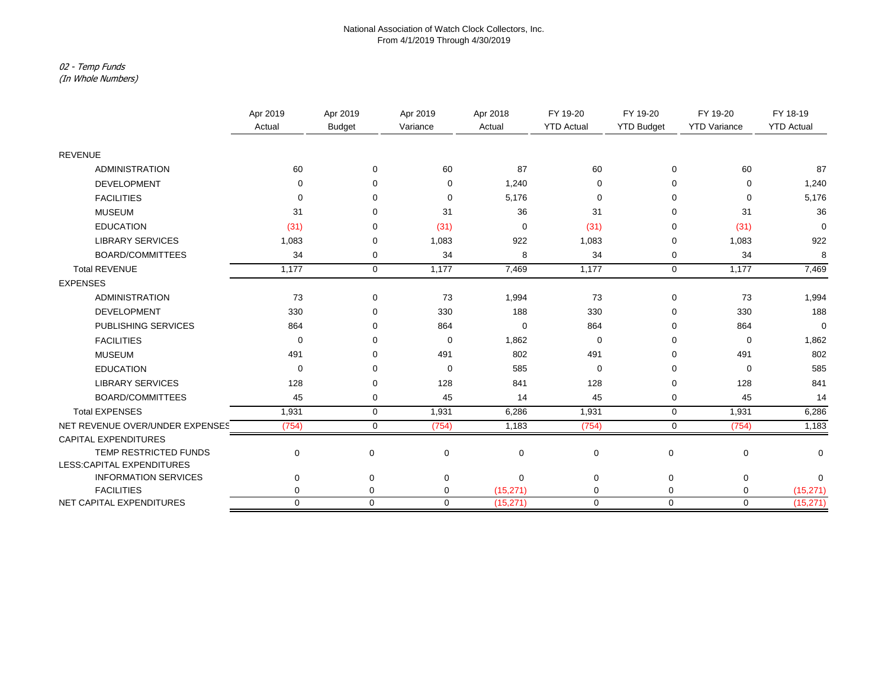National Association of Watch Clock Collectors, Inc.
From 4/1/2019 Through 4/30/2019

*02 - Temp Funds*
*(In Whole Numbers)*

| | Apr 2019 Actual | Apr 2019 Budget | Apr 2019 Variance | Apr 2018 Actual | FY 19-20 YTD Actual | FY 19-20 YTD Budget | FY 19-20 YTD Variance | FY 18-19 YTD Actual |
|---|---|---|---|---|---|---|---|---|
| REVENUE | | | | | | | | |
| ADMINISTRATION | 60 | 0 | 60 | 87 | 60 | 0 | 60 | 87 |
| DEVELOPMENT | 0 | 0 | 0 | 1,240 | 0 | 0 | 0 | 1,240 |
| FACILITIES | 0 | 0 | 0 | 5,176 | 0 | 0 | 0 | 5,176 |
| MUSEUM | 31 | 0 | 31 | 36 | 31 | 0 | 31 | 36 |
| EDUCATION | (31) | 0 | (31) | 0 | (31) | 0 | (31) | 0 |
| LIBRARY SERVICES | 1,083 | 0 | 1,083 | 922 | 1,083 | 0 | 1,083 | 922 |
| BOARD/COMMITTEES | 34 | 0 | 34 | 8 | 34 | 0 | 34 | 8 |
| Total REVENUE | 1,177 | 0 | 1,177 | 7,469 | 1,177 | 0 | 1,177 | 7,469 |
| EXPENSES | | | | | | | | |
| ADMINISTRATION | 73 | 0 | 73 | 1,994 | 73 | 0 | 73 | 1,994 |
| DEVELOPMENT | 330 | 0 | 330 | 188 | 330 | 0 | 330 | 188 |
| PUBLISHING SERVICES | 864 | 0 | 864 | 0 | 864 | 0 | 864 | 0 |
| FACILITIES | 0 | 0 | 0 | 1,862 | 0 | 0 | 0 | 1,862 |
| MUSEUM | 491 | 0 | 491 | 802 | 491 | 0 | 491 | 802 |
| EDUCATION | 0 | 0 | 0 | 585 | 0 | 0 | 0 | 585 |
| LIBRARY SERVICES | 128 | 0 | 128 | 841 | 128 | 0 | 128 | 841 |
| BOARD/COMMITTEES | 45 | 0 | 45 | 14 | 45 | 0 | 45 | 14 |
| Total EXPENSES | 1,931 | 0 | 1,931 | 6,286 | 1,931 | 0 | 1,931 | 6,286 |
| NET REVENUE OVER/UNDER EXPENSES | (754) | 0 | (754) | 1,183 | (754) | 0 | (754) | 1,183 |
| CAPITAL EXPENDITURES | | | | | | | | |
| TEMP RESTRICTED FUNDS | 0 | 0 | 0 | 0 | 0 | 0 | 0 | 0 |
| LESS:CAPITAL EXPENDITURES | | | | | | | | |
| INFORMATION SERVICES | 0 | 0 | 0 | 0 | 0 | 0 | 0 | 0 |
| FACILITIES | 0 | 0 | 0 | (15,271) | 0 | 0 | 0 | (15,271) |
| NET CAPITAL EXPENDITURES | 0 | 0 | 0 | (15,271) | 0 | 0 | 0 | (15,271) |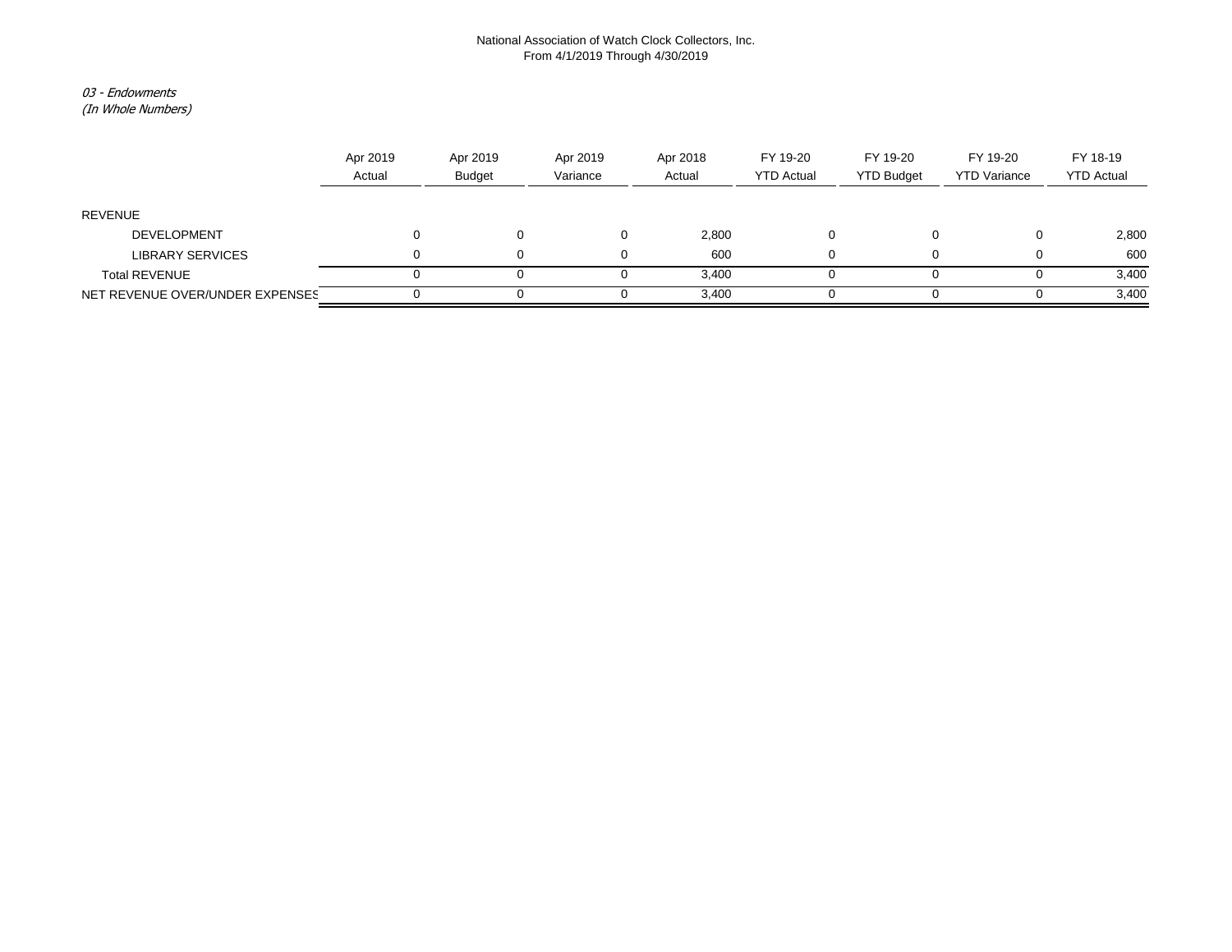National Association of Watch Clock Collectors, Inc.
From 4/1/2019 Through 4/30/2019

*03 - Endowments*
*(In Whole Numbers)*

| | Apr 2019 Actual | Apr 2019 Budget | Apr 2019 Variance | Apr 2018 Actual | FY 19-20 YTD Actual | FY 19-20 YTD Budget | FY 19-20 YTD Variance | FY 18-19 YTD Actual |
|---|---|---|---|---|---|---|---|---|
| REVENUE | | | | | | | | |
| DEVELOPMENT | 0 | 0 | 0 | 2,800 | 0 | 0 | 0 | 2,800 |
| LIBRARY SERVICES | 0 | 0 | 0 | 600 | 0 | 0 | 0 | 600 |
| Total REVENUE | 0 | 0 | 0 | 3,400 | 0 | 0 | 0 | 3,400 |
| NET REVENUE OVER/UNDER EXPENSES | 0 | 0 | 0 | 3,400 | 0 | 0 | 0 | 3,400 |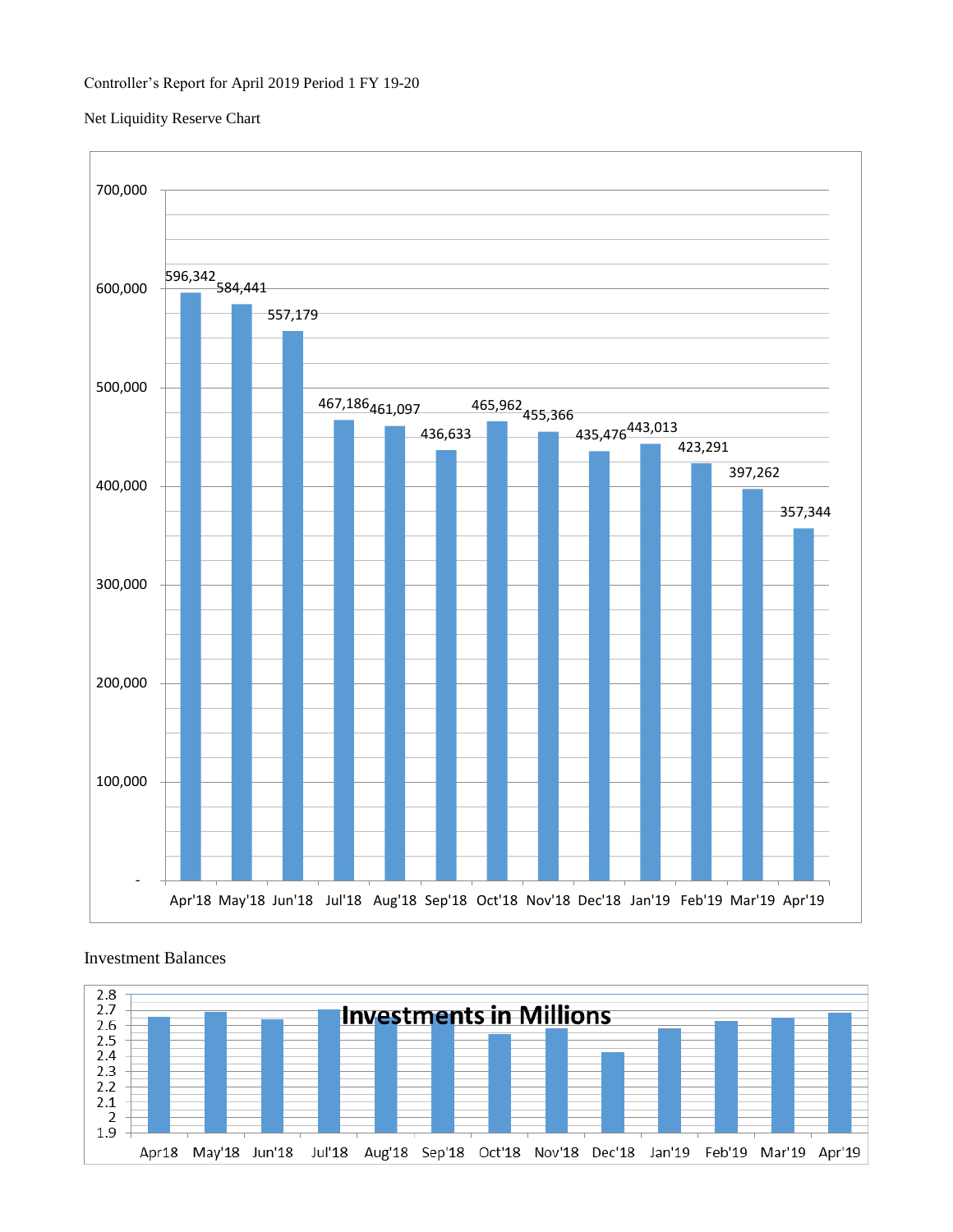Controller's Report for April 2019 Period 1 FY 19-20

Net Liquidity Reserve Chart

| Month | Net Liquidity Reserve |
|---|---|
| Apr'18 | 596,342 |
| May'18 | 584,441 |
| Jun'18 | 557,179 |
| Jul'18 | 467,186 |
| Aug'18 | 461,097 |
| Sep'18 | 436,633 |
| Oct'18 | 465,962 |
| Nov'18 | 455,366 |
| Dec'18 | 435,476 |
| Jan'19 | 443,013 |
| Feb'19 | 423,291 |
| Mar'19 | 397,262 |
| Apr'19 | 357,344 |

Investment Balances

**Investments in Millions**

Months shown: Apr18, May'18, Jun'18, Jul'18, Aug'18, Sep'18, Oct'18, Nov'18, Dec'18, Jan'19, Feb'19, Mar'19, Apr'19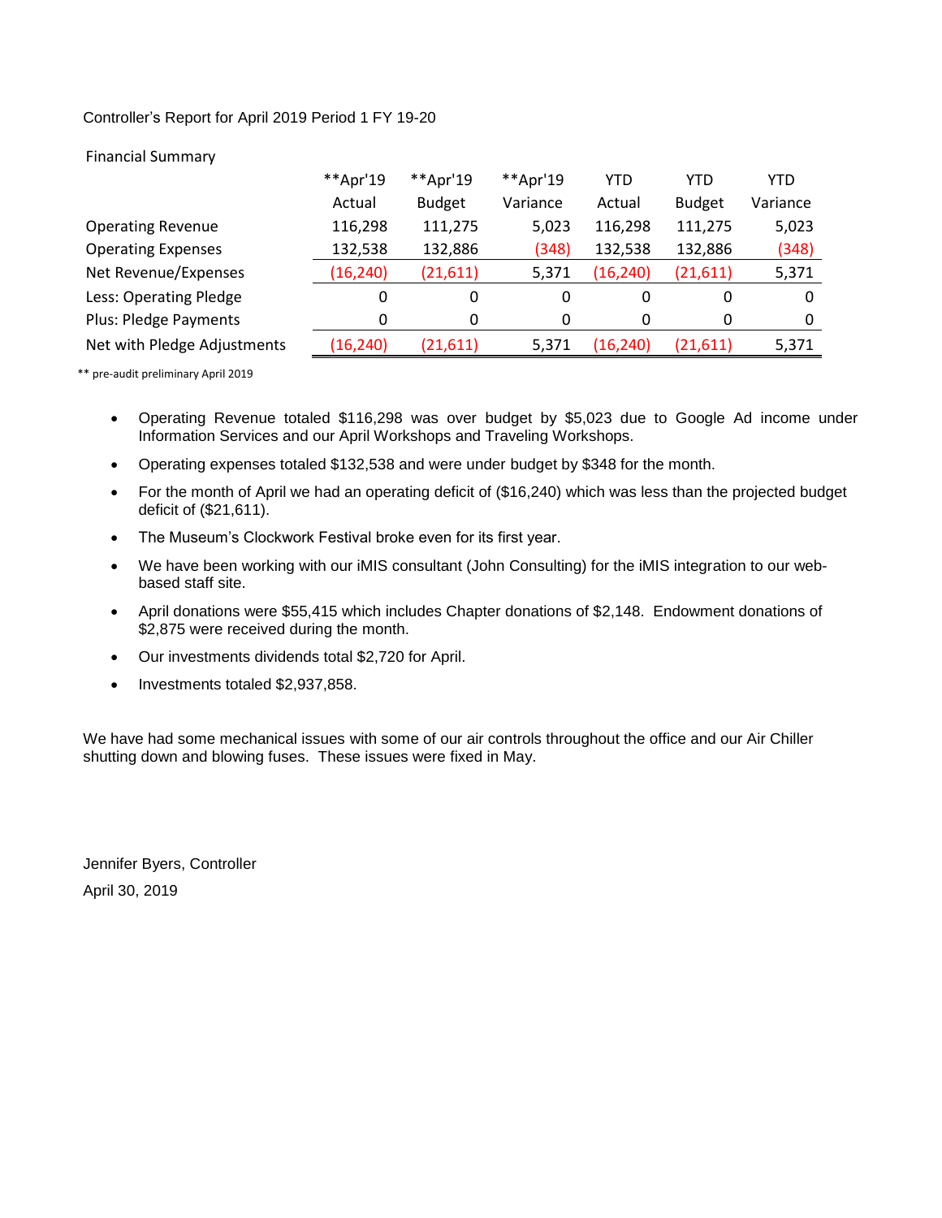Controller's Report for April 2019 Period 1 FY 19-20

Financial Summary

| | **Apr'19 Actual | **Apr'19 Budget | **Apr'19 Variance | YTD Actual | YTD Budget | YTD Variance |
|---|---|---|---|---|---|---|
| Operating Revenue | 116,298 | 111,275 | 5,023 | 116,298 | 111,275 | 5,023 |
| Operating Expenses | 132,538 | 132,886 | (348) | 132,538 | 132,886 | (348) |
| Net Revenue/Expenses | (16,240) | (21,611) | 5,371 | (16,240) | (21,611) | 5,371 |
| Less: Operating Pledge | 0 | 0 | 0 | 0 | 0 | 0 |
| Plus: Pledge Payments | 0 | 0 | 0 | 0 | 0 | 0 |
| Net with Pledge Adjustments | (16,240) | (21,611) | 5,371 | (16,240) | (21,611) | 5,371 |

** pre-audit preliminary April 2019

- Operating Revenue totaled $116,298 was over budget by $5,023 due to Google Ad income under Information Services and our April Workshops and Traveling Workshops.
- Operating expenses totaled $132,538 and were under budget by $348 for the month.
- For the month of April we had an operating deficit of ($16,240) which was less than the projected budget deficit of ($21,611).
- The Museum's Clockwork Festival broke even for its first year.
- We have been working with our iMIS consultant (John Consulting) for the iMIS integration to our web-based staff site.
- April donations were $55,415 which includes Chapter donations of $2,148. Endowment donations of $2,875 were received during the month.
- Our investments dividends total $2,720 for April.
- Investments totaled $2,937,858.

We have had some mechanical issues with some of our air controls throughout the office and our Air Chiller shutting down and blowing fuses. These issues were fixed in May.

Jennifer Byers, Controller

April 30, 2019